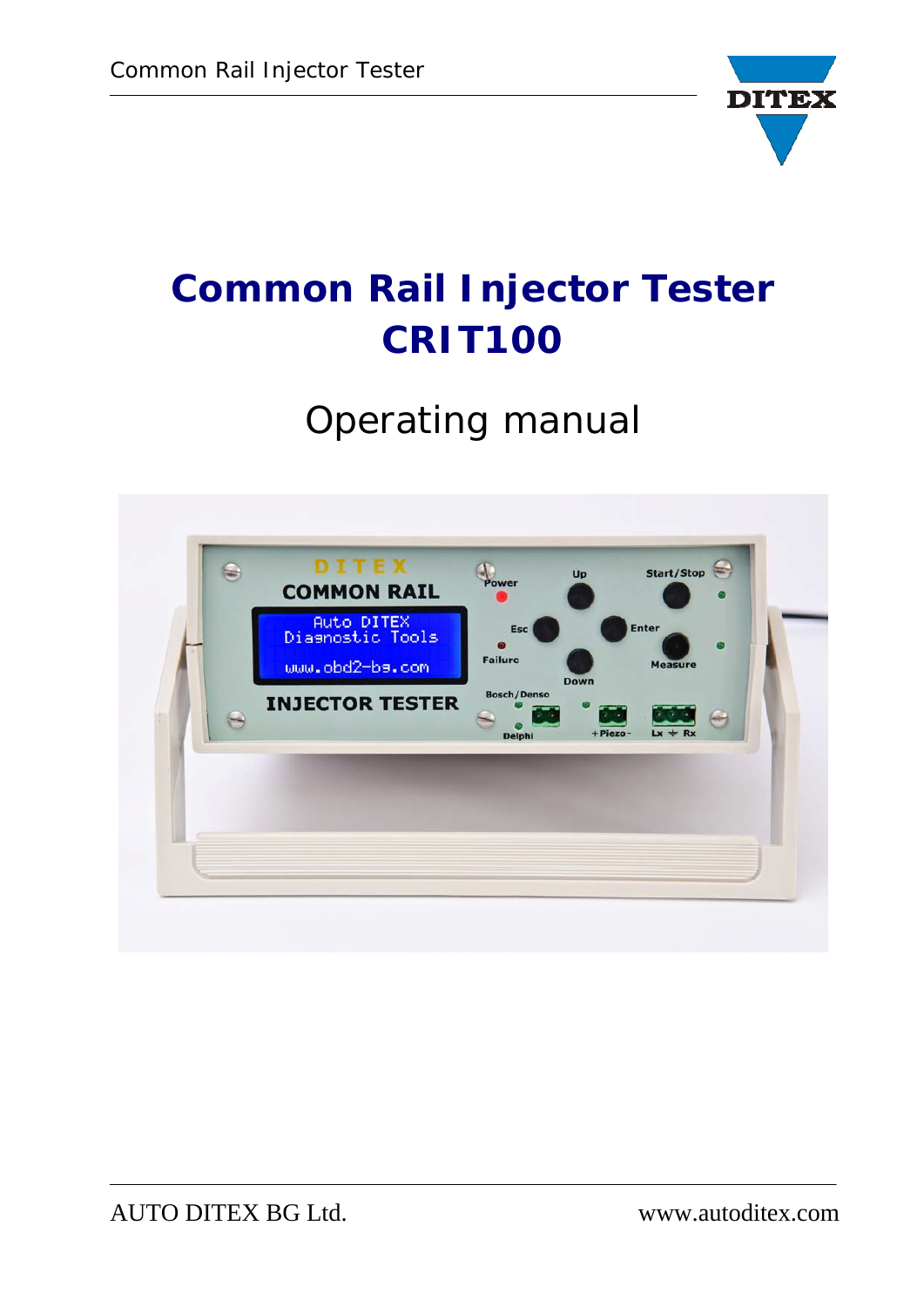# Common Rail Injector Tester CRIT100

## Operating manual

AUTO DITEX BG Ltd. www.autoditex.com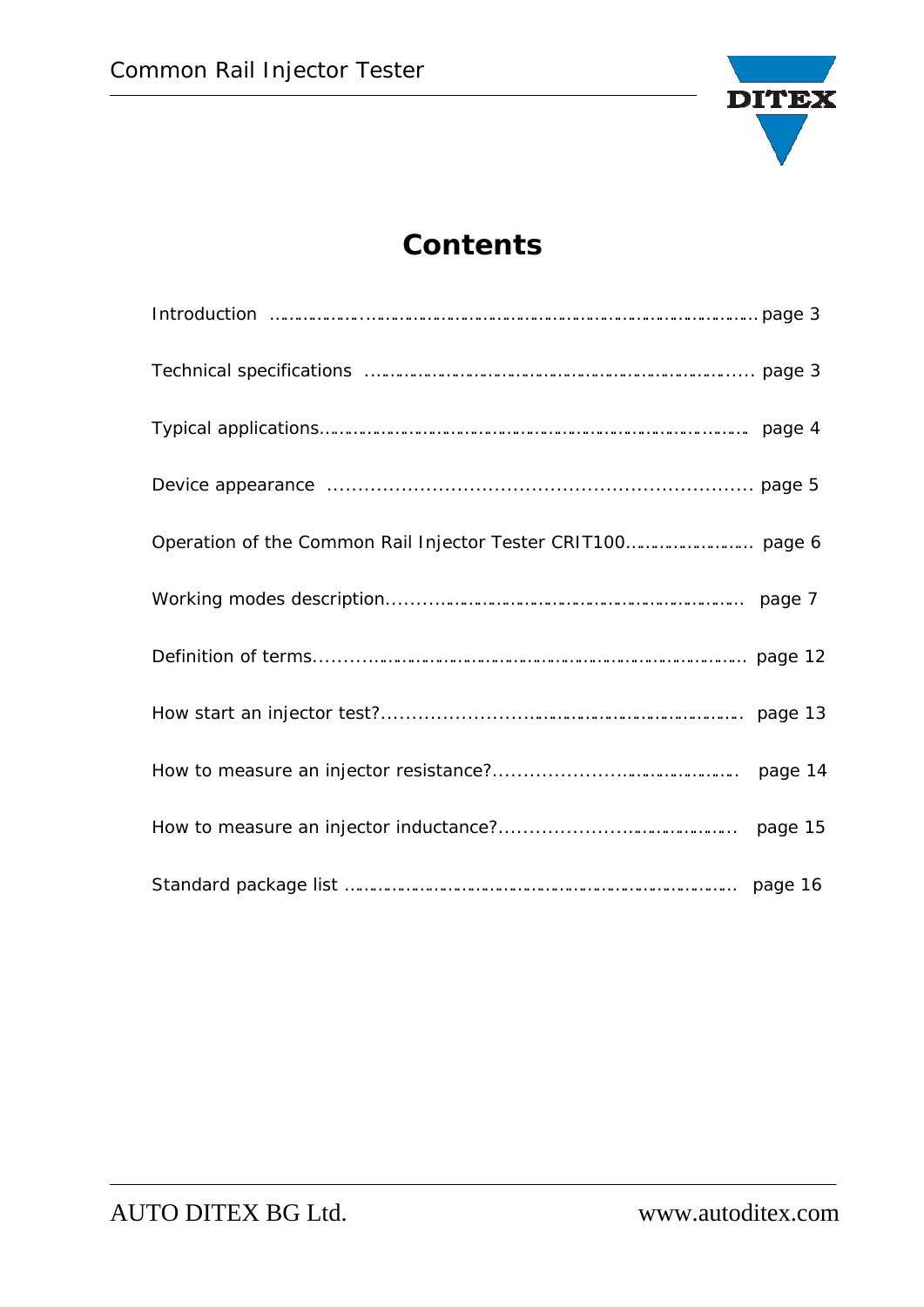# Contents

| | |
|---|---|
| Introduction | page 3 |
| Technical specifications | page 3 |
| Typical applications | page 4 |
| Device appearance | page 5 |
| Operation of the Common Rail Injector Tester CRIT100 | page 6 |
| Working modes description | page 7 |
| Definition of terms | page 12 |
| How start an injector test? | page 13 |
| How to measure an injector resistance? | page 14 |
| How to measure an injector inductance? | page 15 |
| Standard package list | page 16 |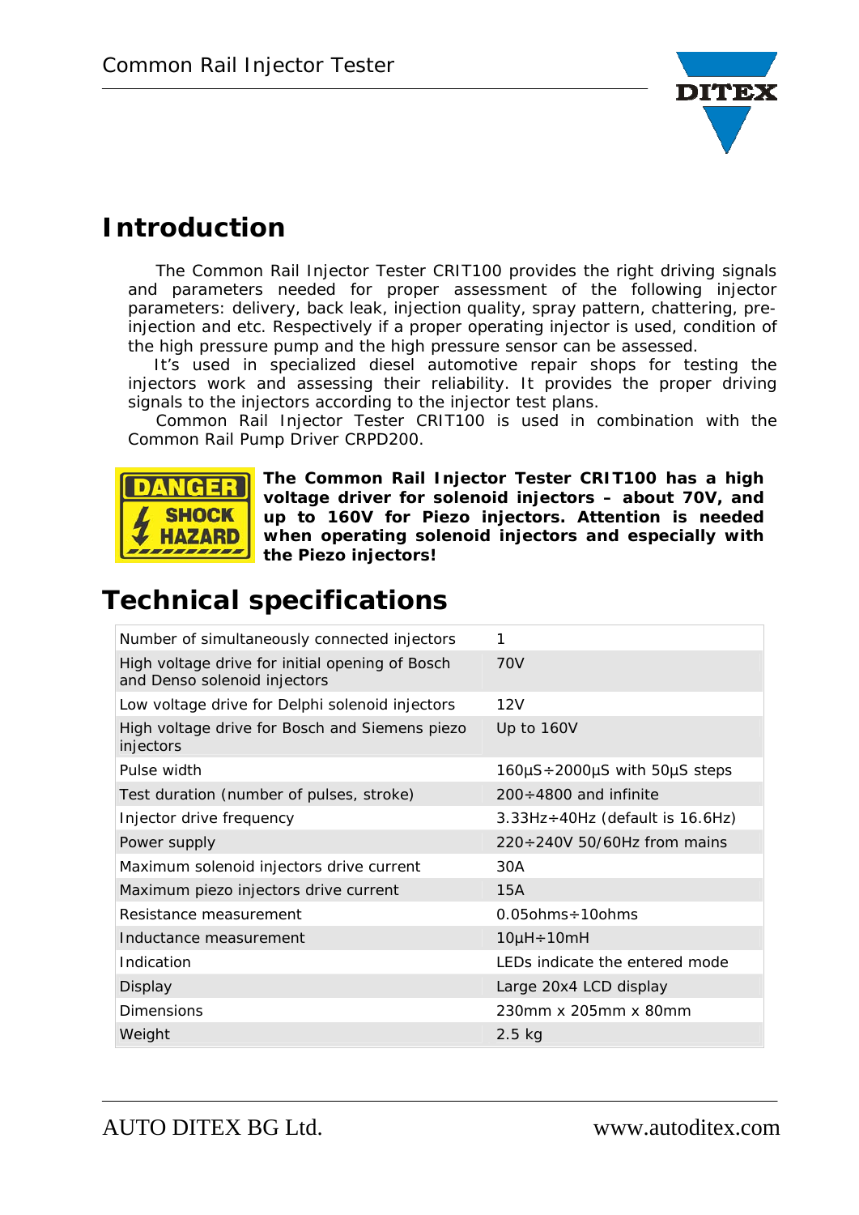# Introduction

The Common Rail Injector Tester CRIT100 provides the right driving signals and parameters needed for proper assessment of the following injector parameters: delivery, back leak, injection quality, spray pattern, chattering, pre-injection and etc. Respectively if a proper operating injector is used, condition of the high pressure pump and the high pressure sensor can be assessed.

It's used in specialized diesel automotive repair shops for testing the injectors work and assessing their reliability. It provides the proper driving signals to the injectors according to the injector test plans.

Common Rail Injector Tester CRIT100 is used in combination with the Common Rail Pump Driver CRPD200.

DANGER SHOCK HAZARD

**The Common Rail Injector Tester CRIT100 has a high voltage driver for solenoid injectors – about 70V, and up to 160V for Piezo injectors. Attention is needed when operating solenoid injectors and especially with the Piezo injectors!**

# Technical specifications

| | |
|---|---|
| Number of simultaneously connected injectors | 1 |
| High voltage drive for initial opening of Bosch and Denso solenoid injectors | 70V |
| Low voltage drive for Delphi solenoid injectors | 12V |
| High voltage drive for Bosch and Siemens piezo injectors | Up to 160V |
| Pulse width | 160µS÷2000µS with 50µS steps |
| Test duration (number of pulses, stroke) | 200÷4800 and infinite |
| Injector drive frequency | 3.33Hz÷40Hz (default is 16.6Hz) |
| Power supply | 220÷240V 50/60Hz from mains |
| Maximum solenoid injectors drive current | 30A |
| Maximum piezo injectors drive current | 15A |
| Resistance measurement | 0.05ohms÷10ohms |
| Inductance measurement | 10µH÷10mH |
| Indication | LEDs indicate the entered mode |
| Display | Large 20x4 LCD display |
| Dimensions | 230mm x 205mm x 80mm |
| Weight | 2.5 kg |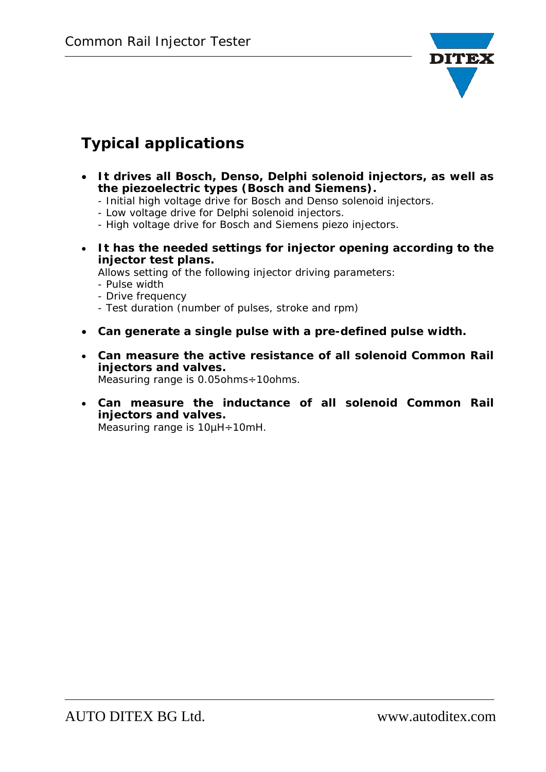## Typical applications

- **It drives all Bosch, Denso, Delphi solenoid injectors, as well as the piezoelectric types (Bosch and Siemens).**
  - Initial high voltage drive for Bosch and Denso solenoid injectors.
  - Low voltage drive for Delphi solenoid injectors.
  - High voltage drive for Bosch and Siemens piezo injectors.

- **It has the needed settings for injector opening according to the injector test plans.**
  Allows setting of the following injector driving parameters:
  - Pulse width
  - Drive frequency
  - Test duration (number of pulses, stroke and rpm)

- **Can generate a single pulse with a pre-defined pulse width.**

- **Can measure the active resistance of all solenoid Common Rail injectors and valves.**
  Measuring range is 0.05ohms÷10ohms.

- **Can measure the inductance of all solenoid Common Rail injectors and valves.**
  Measuring range is 10μH÷10mH.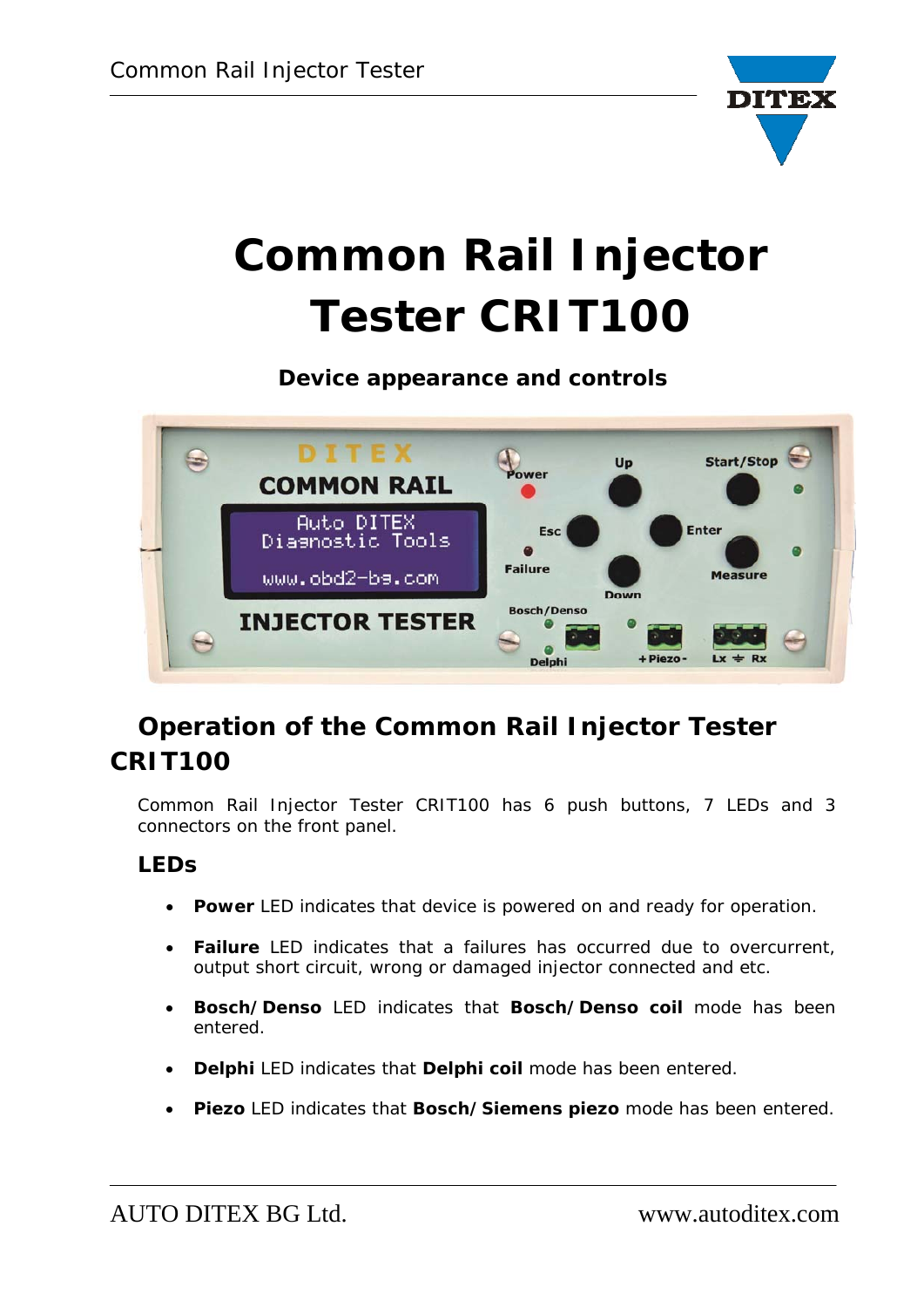# Common Rail Injector Tester CRIT100

**Device appearance and controls**

## Operation of the Common Rail Injector Tester CRIT100

Common Rail Injector Tester CRIT100 has 6 push buttons, 7 LEDs and 3 connectors on the front panel.

### LEDs

- **Power** LED indicates that device is powered on and ready for operation.
- **Failure** LED indicates that a failures has occurred due to overcurrent, output short circuit, wrong or damaged injector connected and etc.
- **Bosch/Denso** LED indicates that **Bosch/Denso coil** mode has been entered.
- **Delphi** LED indicates that **Delphi coil** mode has been entered.
- **Piezo** LED indicates that **Bosch/Siemens piezo** mode has been entered.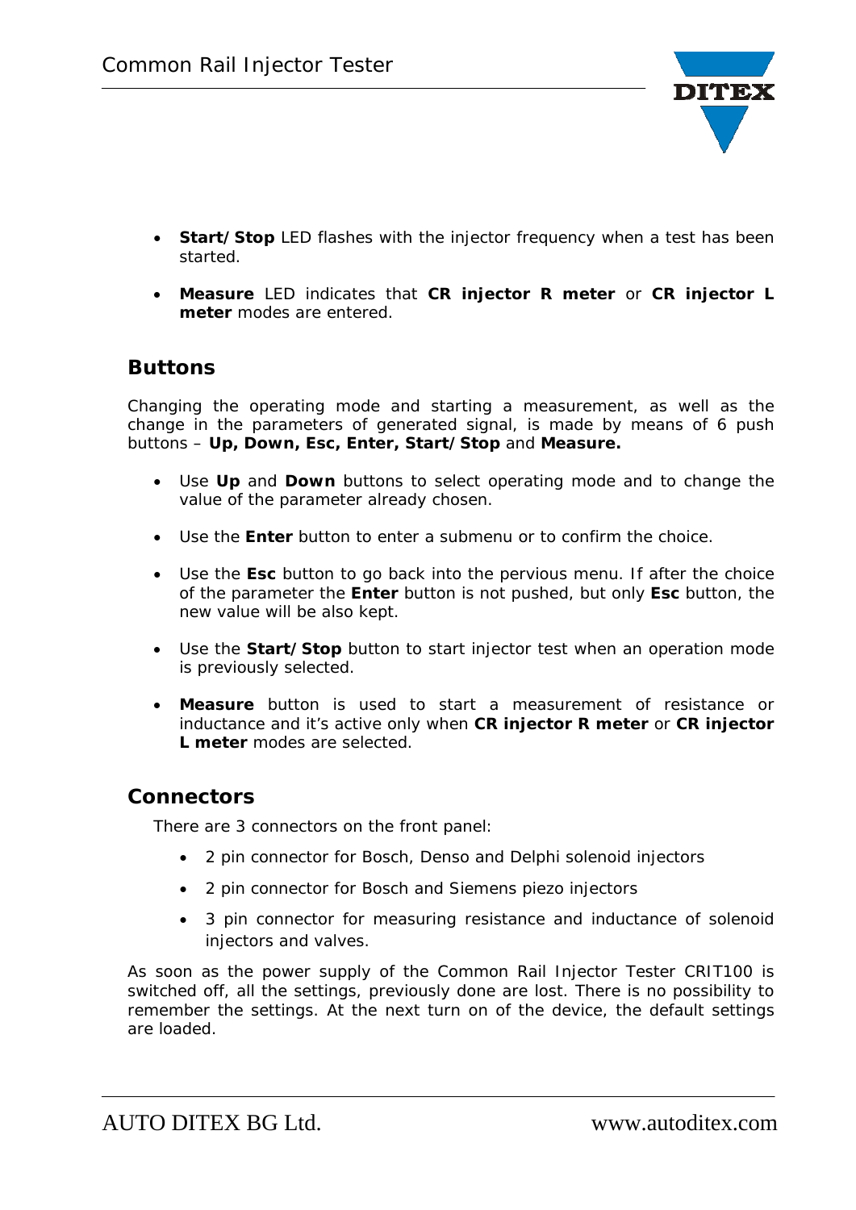- **Start/Stop** LED flashes with the injector frequency when a test has been started.
- **Measure** LED indicates that **CR injector R meter** or **CR injector L meter** modes are entered.

## Buttons

Changing the operating mode and starting a measurement, as well as the change in the parameters of generated signal, is made by means of 6 push buttons – **Up, Down, Esc, Enter, Start/Stop** and **Measure.**

- Use **Up** and **Down** buttons to select operating mode and to change the value of the parameter already chosen.
- Use the **Enter** button to enter a submenu or to confirm the choice.
- Use the **Esc** button to go back into the pervious menu. If after the choice of the parameter the **Enter** button is not pushed, but only **Esc** button, the new value will be also kept.
- Use the **Start/Stop** button to start injector test when an operation mode is previously selected.
- **Measure** button is used to start a measurement of resistance or inductance and it's active only when **CR injector R meter** or **CR injector L meter** modes are selected.

## Connectors

There are 3 connectors on the front panel:

- 2 pin connector for Bosch, Denso and Delphi solenoid injectors
- 2 pin connector for Bosch and Siemens piezo injectors
- 3 pin connector for measuring resistance and inductance of solenoid injectors and valves.

As soon as the power supply of the Common Rail Injector Tester CRIT100 is switched off, all the settings, previously done are lost. There is no possibility to remember the settings. At the next turn on of the device, the default settings are loaded.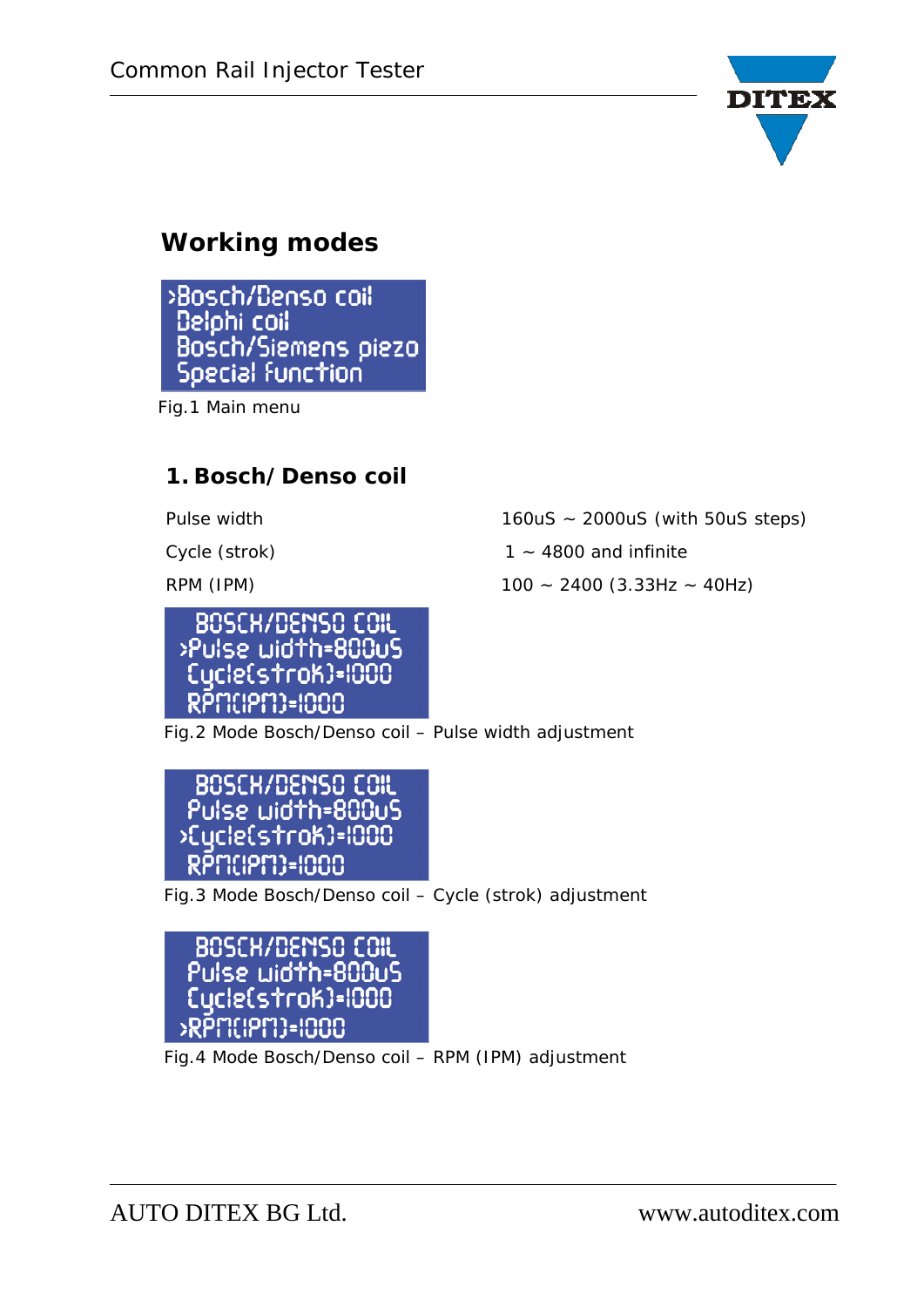## Working modes

```
>Bosch/Denso coil
 Delphi coil
 Bosch/Siemens piezo
 Special function
```

Fig.1 Main menu

### 1. Bosch/Denso coil

| | |
|---|---|
| Pulse width | 160uS ~ 2000uS (with 50uS steps) |
| Cycle (strok) | 1 ~ 4800 and infinite |
| RPM (IPM) | 100 ~ 2400 (3.33Hz ~ 40Hz) |

```
 BOSCH/DENSO COIL
>Pulse width=800uS
 Cycle(strok)=1000
 RPM(IPM)=1000
```

Fig.2 Mode Bosch/Denso coil – Pulse width adjustment

```
 BOSCH/DENSO COIL
 Pulse width=800uS
>Cycle(strok)=1000
 RPM(IPM)=1000
```

Fig.3 Mode Bosch/Denso coil – Cycle (strok) adjustment

```
 BOSCH/DENSO COIL
 Pulse width=800uS
 Cycle(strok)=1000
>RPM(IPM)=1000
```

Fig.4 Mode Bosch/Denso coil – RPM (IPM) adjustment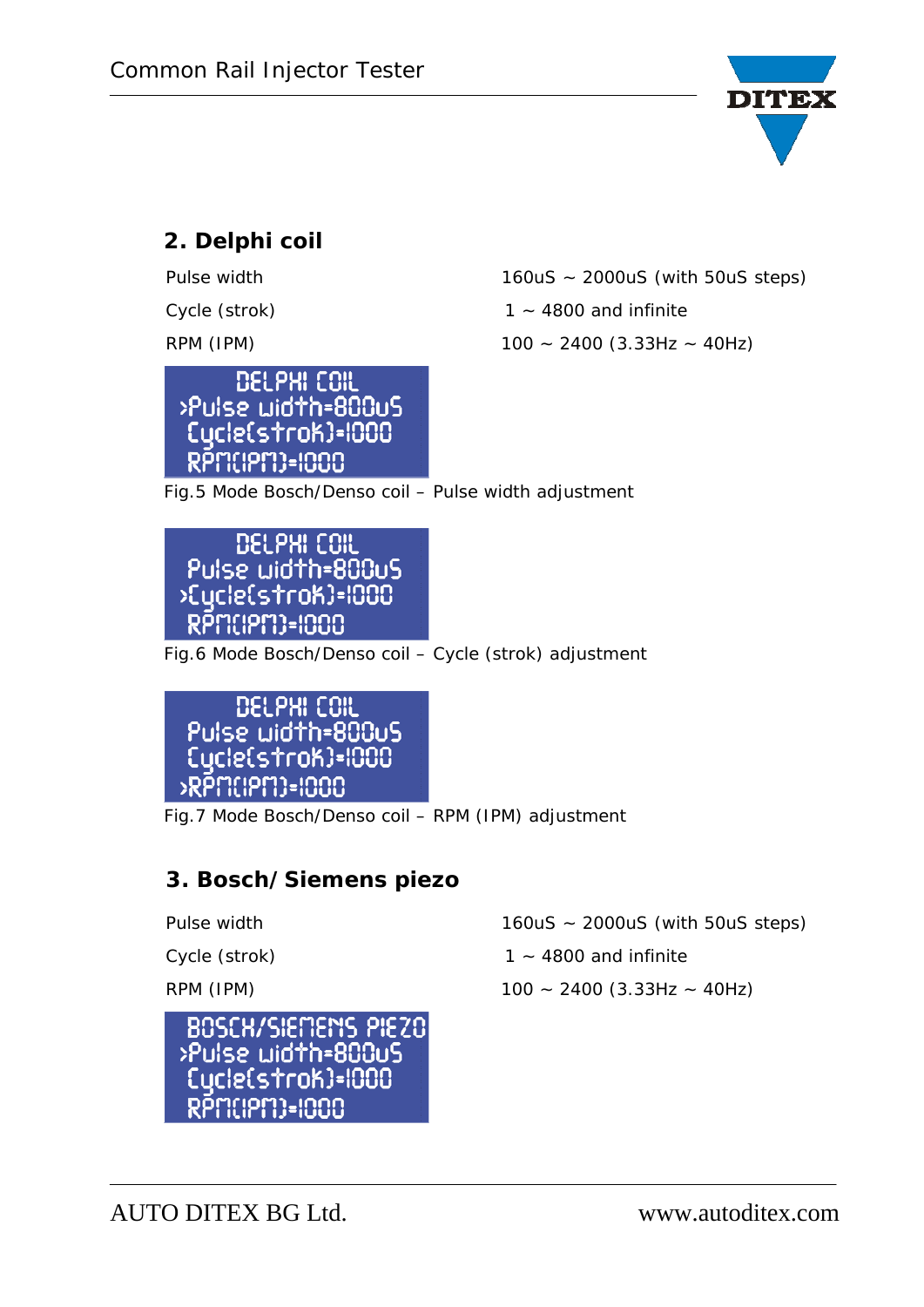## 2. Delphi coil

| | |
|---|---|
| Pulse width | 160uS ~ 2000uS (with 50uS steps) |
| Cycle (strok) | 1 ~ 4800 and infinite |
| RPM (IPM) | 100 ~ 2400 (3.33Hz ~ 40Hz) |

```
    DELPHI COIL
>Pulse width=800uS
 Cycle(strok)=1000
 RPM(IPM)=1000
```

Fig.5 Mode Bosch/Denso coil – Pulse width adjustment

```
    DELPHI COIL
 Pulse width=800uS
>Cycle(strok)=1000
 RPM(IPM)=1000
```

Fig.6 Mode Bosch/Denso coil – Cycle (strok) adjustment

```
    DELPHI COIL
 Pulse width=800uS
 Cycle(strok)=1000
>RPM(IPM)=1000
```

Fig.7 Mode Bosch/Denso coil – RPM (IPM) adjustment

## 3. Bosch/Siemens piezo

| | |
|---|---|
| Pulse width | 160uS ~ 2000uS (with 50uS steps) |
| Cycle (strok) | 1 ~ 4800 and infinite |
| RPM (IPM) | 100 ~ 2400 (3.33Hz ~ 40Hz) |

```
 BOSCH/SIEMENS PIEZO
>Pulse width=800uS
 Cycle(strok)=1000
 RPM(IPM)=1000
```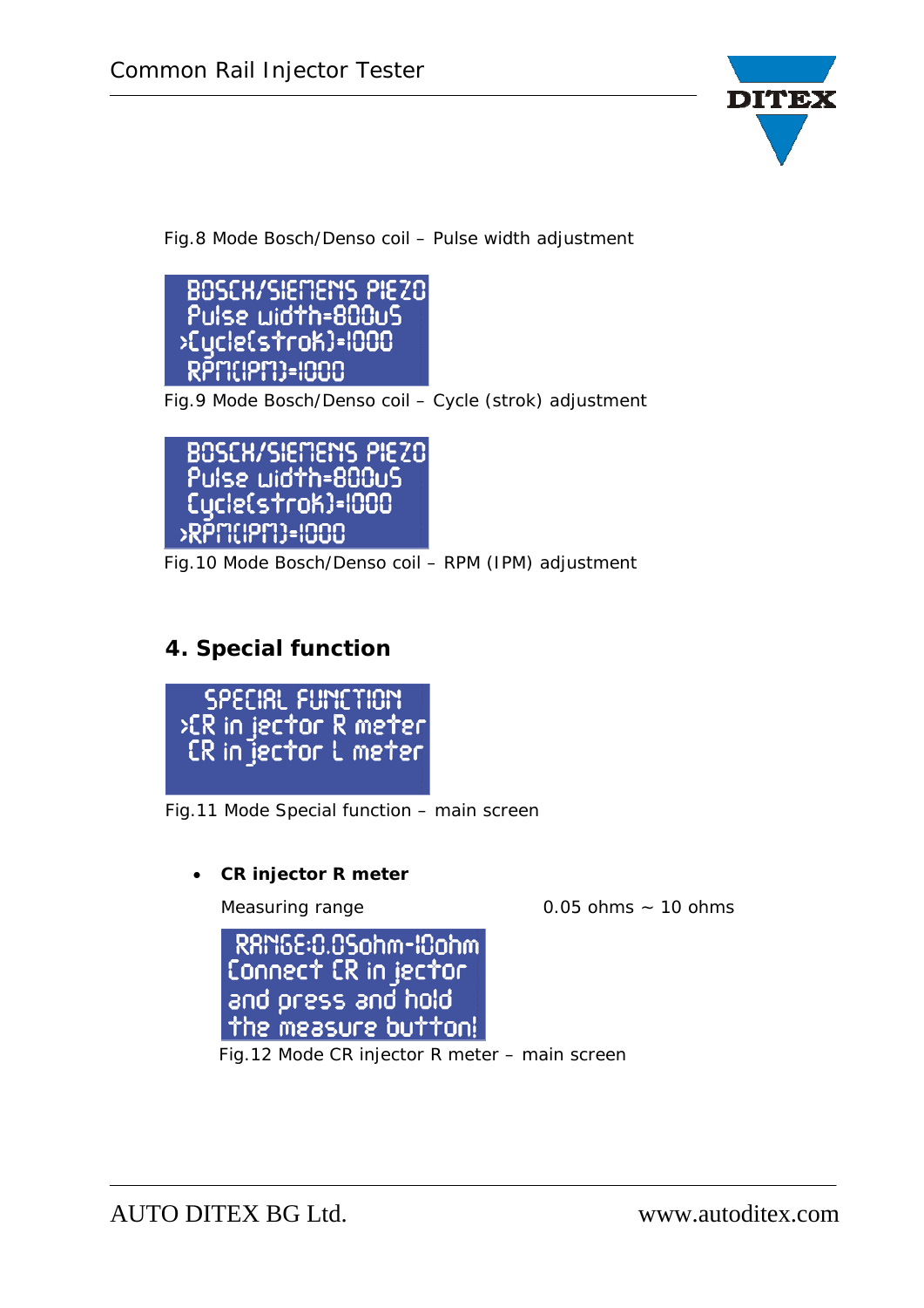Fig.8 Mode Bosch/Denso coil – Pulse width adjustment

```
 BOSCH/SIEMENS PIEZO
 Pulse width=800uS
>Cycle(strok)=1000
 RPM(IPM)=1000
```

Fig.9 Mode Bosch/Denso coil – Cycle (strok) adjustment

```
 BOSCH/SIEMENS PIEZO
 Pulse width=800uS
 Cycle(strok)=1000
>RPM(IPM)=1000
```

Fig.10 Mode Bosch/Denso coil – RPM (IPM) adjustment

## 4. Special function

```
  SPECIAL FUNCTION
>CR in jector R meter
 CR in jector L meter
```

Fig.11 Mode Special function – main screen

- **CR injector R meter**

  Measuring range 0.05 ohms ~ 10 ohms

```
 RANGE:0.05ohm-10ohm
Connect CR in jector
and press and hold
the measure button!
```

Fig.12 Mode CR injector R meter – main screen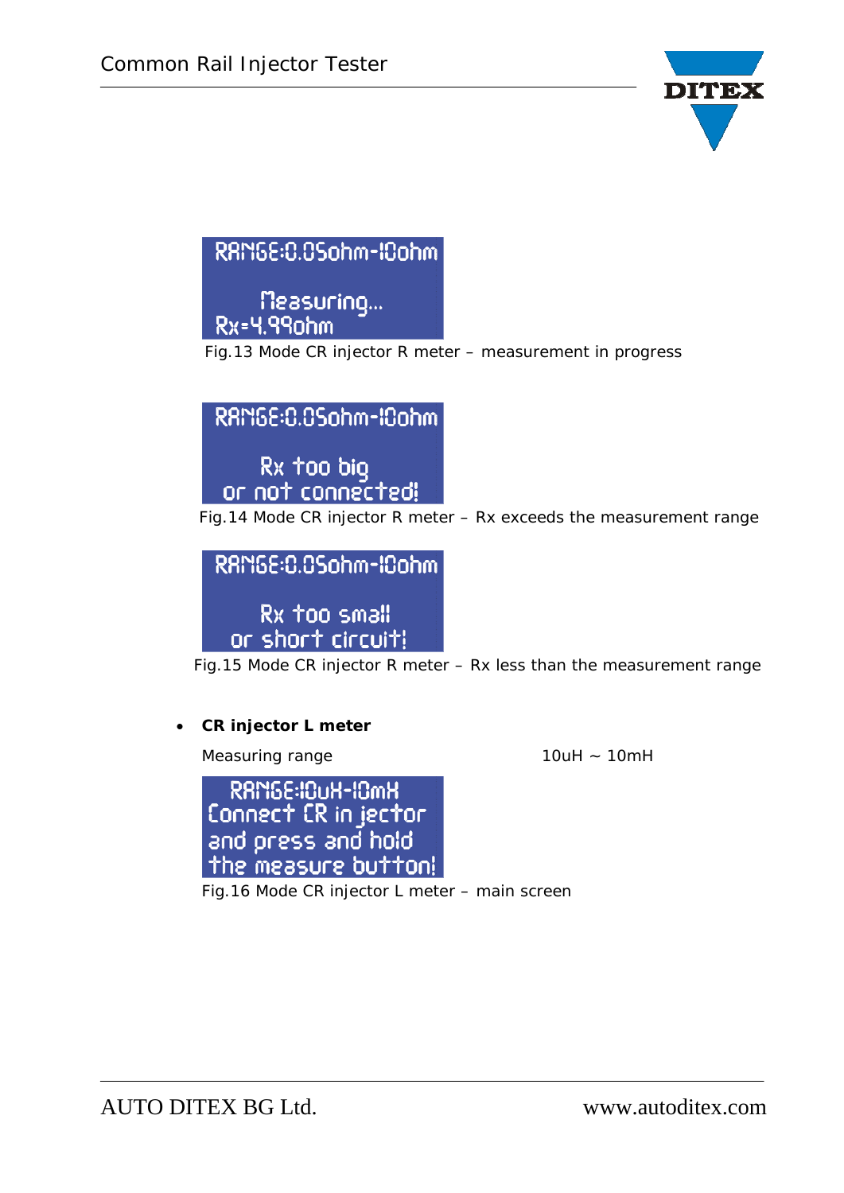RANGE:0.05ohm-10ohm

Measuring...
Rx=4.99ohm

Fig.13 Mode CR injector R meter – measurement in progress

RANGE:0.05ohm-10ohm

Rx too big
or not connected!

Fig.14 Mode CR injector R meter – Rx exceeds the measurement range

RANGE:0.05ohm-10ohm

Rx too small
or short circuit!

Fig.15 Mode CR injector R meter – Rx less than the measurement range

- **CR injector L meter**

  Measuring range 10uH ~ 10mH

RANGE:10uH-10mH
Connect CR injector
and press and hold
the measure button!

Fig.16 Mode CR injector L meter – main screen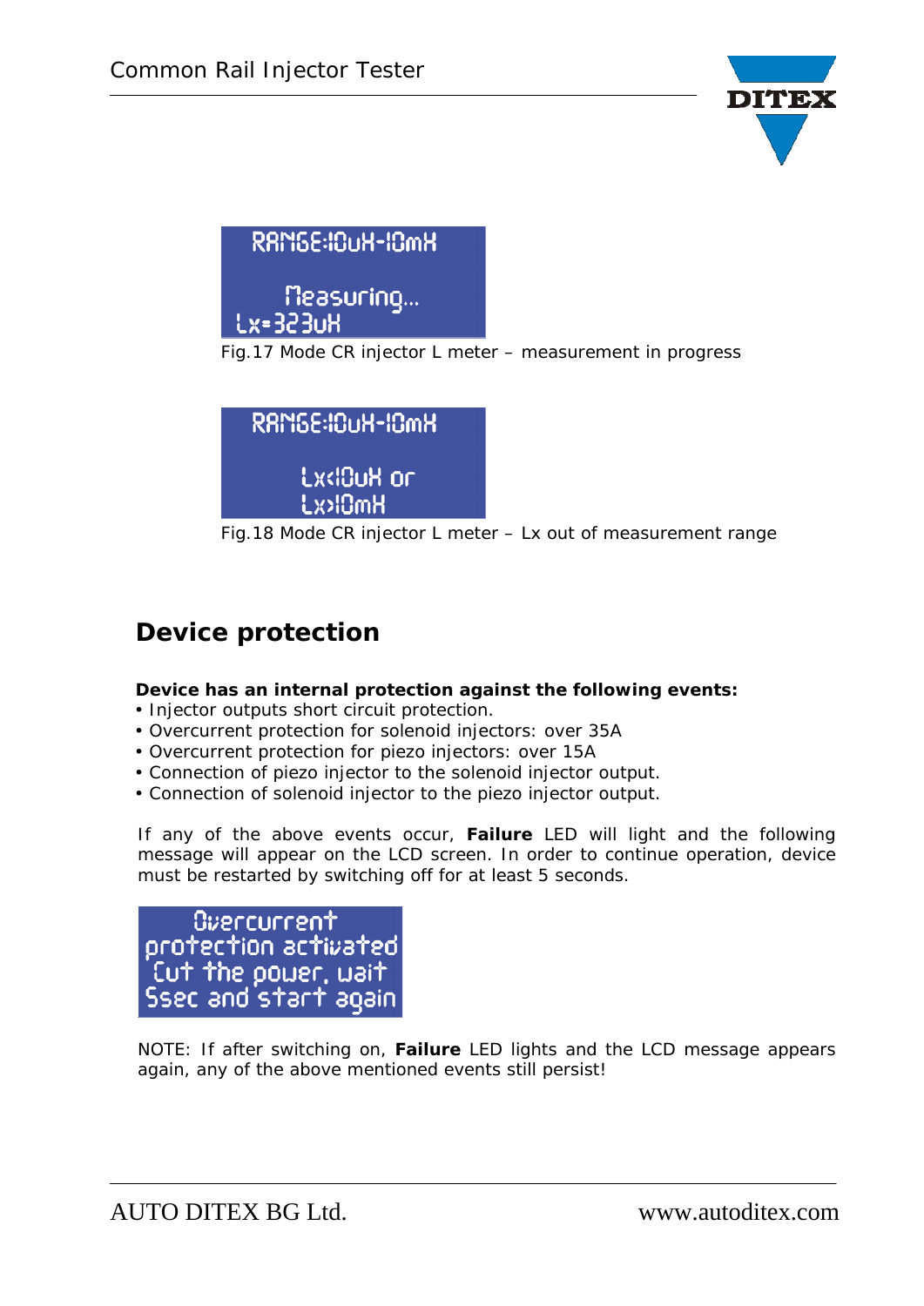RANGE:10uH-10mH

Measuring...
Lx=323uH

Fig.17 Mode CR injector L meter – measurement in progress

RANGE:10uH-10mH

Lx<10uH or
Lx>10mH

Fig.18 Mode CR injector L meter – Lx out of measurement range

## Device protection

**Device has an internal protection against the following events:**

- Injector outputs short circuit protection.
- Overcurrent protection for solenoid injectors: over 35A
- Overcurrent protection for piezo injectors: over 15A
- Connection of piezo injector to the solenoid injector output.
- Connection of solenoid injector to the piezo injector output.

If any of the above events occur, **Failure** LED will light and the following message will appear on the LCD screen. In order to continue operation, device must be restarted by switching off for at least 5 seconds.

Overcurrent
protection activated
Cut the power, wait
5sec and start again

NOTE: If after switching on, **Failure** LED lights and the LCD message appears again, any of the above mentioned events still persist!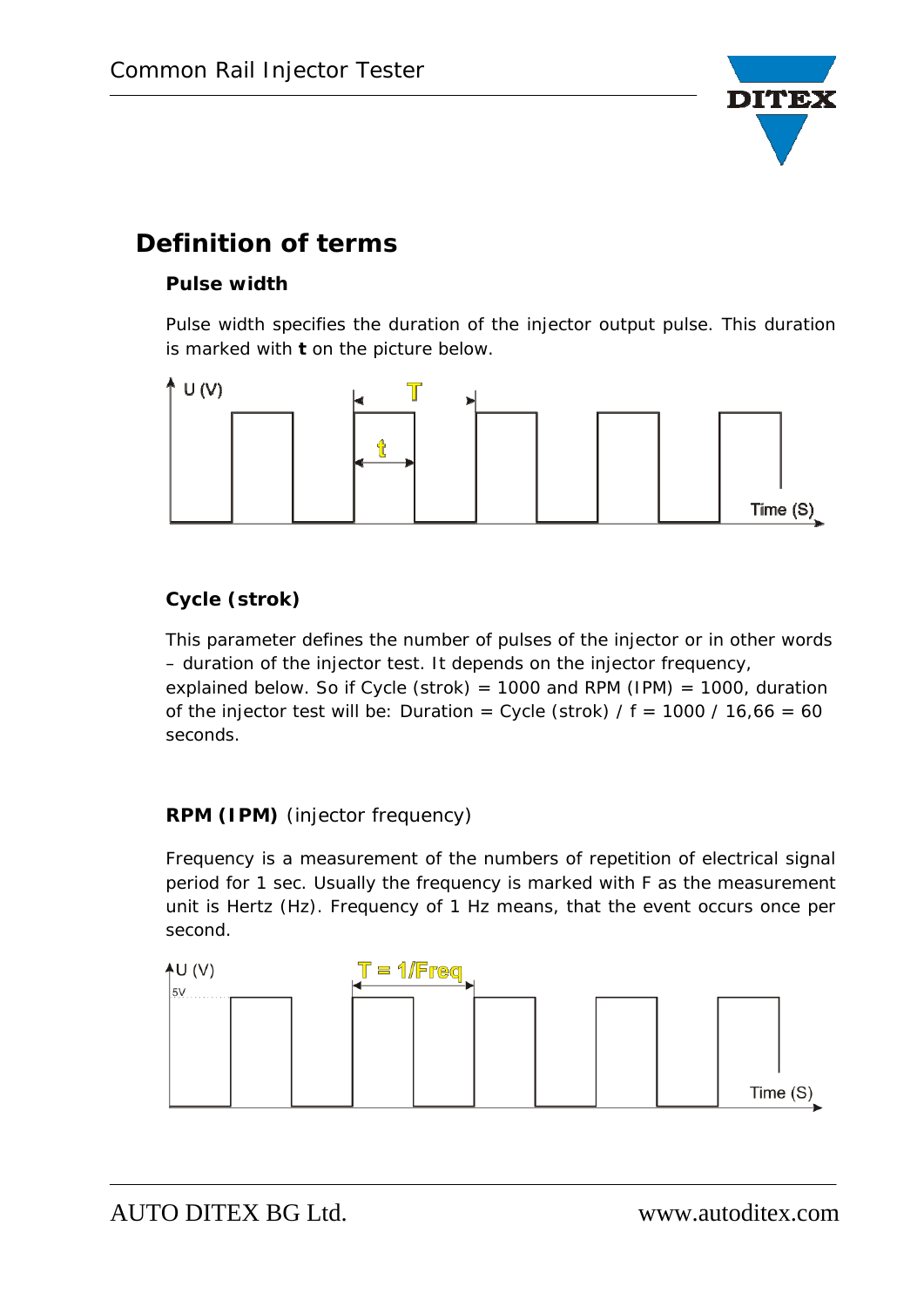## Definition of terms

### Pulse width

Pulse width specifies the duration of the injector output pulse. This duration is marked with **t** on the picture below.

### Cycle (strok)

This parameter defines the number of pulses of the injector or in other words – duration of the injector test. It depends on the injector frequency, explained below. So if Cycle (strok) = 1000 and RPM (IPM) = 1000, duration of the injector test will be: Duration = Cycle (strok) / f = 1000 / 16,66 = 60 seconds.

### RPM (IPM) (injector frequency)

Frequency is a measurement of the numbers of repetition of electrical signal period for 1 sec. Usually the frequency is marked with F as the measurement unit is Hertz (Hz). Frequency of 1 Hz means, that the event occurs once per second.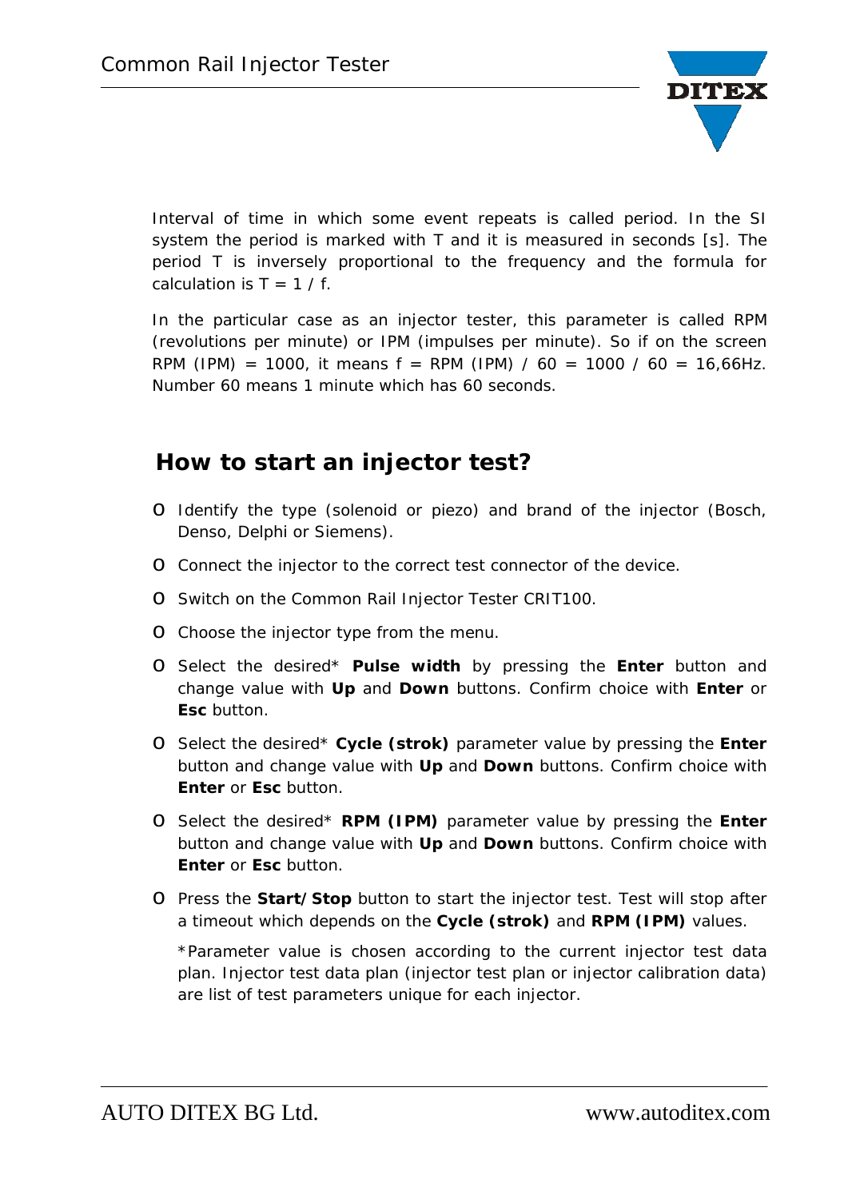Interval of time in which some event repeats is called period. In the SI system the period is marked with T and it is measured in seconds [s]. The period T is inversely proportional to the frequency and the formula for calculation is $T = 1 / f$.

In the particular case as an injector tester, this parameter is called RPM (revolutions per minute) or IPM (impulses per minute). So if on the screen RPM (IPM) = 1000, it means f = RPM (IPM) / 60 = 1000 / 60 = 16,66Hz. Number 60 means 1 minute which has 60 seconds.

## How to start an injector test?

- Identify the type (solenoid or piezo) and brand of the injector (Bosch, Denso, Delphi or Siemens).
- Connect the injector to the correct test connector of the device.
- Switch on the Common Rail Injector Tester CRIT100.
- Choose the injector type from the menu.
- Select the desired* **Pulse width** by pressing the **Enter** button and change value with **Up** and **Down** buttons. Confirm choice with **Enter** or **Esc** button.
- Select the desired* **Cycle (strok)** parameter value by pressing the **Enter** button and change value with **Up** and **Down** buttons. Confirm choice with **Enter** or **Esc** button.
- Select the desired* **RPM (IPM)** parameter value by pressing the **Enter** button and change value with **Up** and **Down** buttons. Confirm choice with **Enter** or **Esc** button.
- Press the **Start/Stop** button to start the injector test. Test will stop after a timeout which depends on the **Cycle (strok)** and **RPM (IPM)** values.

  *Parameter value is chosen according to the current injector test data plan. Injector test data plan (injector test plan or injector calibration data) are list of test parameters unique for each injector.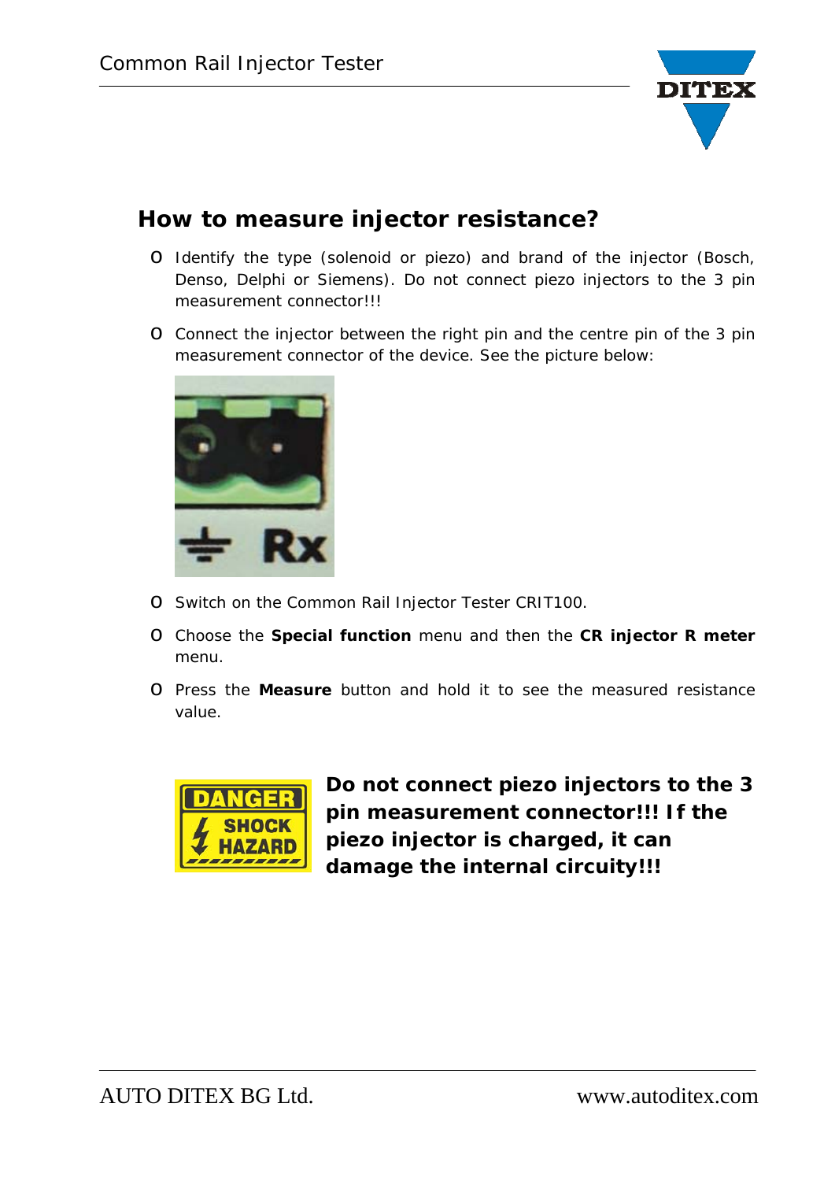## How to measure injector resistance?

- Identify the type (solenoid or piezo) and brand of the injector (Bosch, Denso, Delphi or Siemens). Do not connect piezo injectors to the 3 pin measurement connector!!!
- Connect the injector between the right pin and the centre pin of the 3 pin measurement connector of the device. See the picture below:
- Switch on the Common Rail Injector Tester CRIT100.
- Choose the **Special function** menu and then the **CR injector R meter** menu.
- Press the **Measure** button and hold it to see the measured resistance value.

**Do not connect piezo injectors to the 3 pin measurement connector!!! If the piezo injector is charged, it can damage the internal circuity!!!**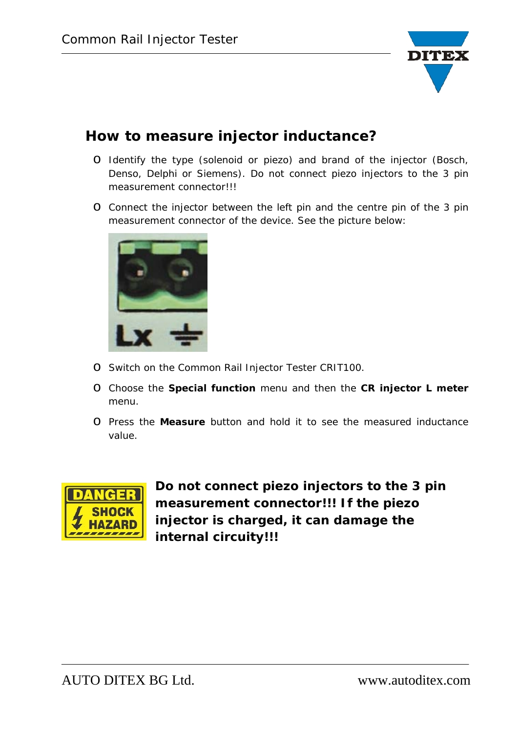## How to measure injector inductance?

- Identify the type (solenoid or piezo) and brand of the injector (Bosch, Denso, Delphi or Siemens). Do not connect piezo injectors to the 3 pin measurement connector!!!
- Connect the injector between the left pin and the centre pin of the 3 pin measurement connector of the device. See the picture below:
- Switch on the Common Rail Injector Tester CRIT100.
- Choose the **Special function** menu and then the **CR injector L meter** menu.
- Press the **Measure** button and hold it to see the measured inductance value.

**Do not connect piezo injectors to the 3 pin measurement connector!!! If the piezo injector is charged, it can damage the internal circuity!!!**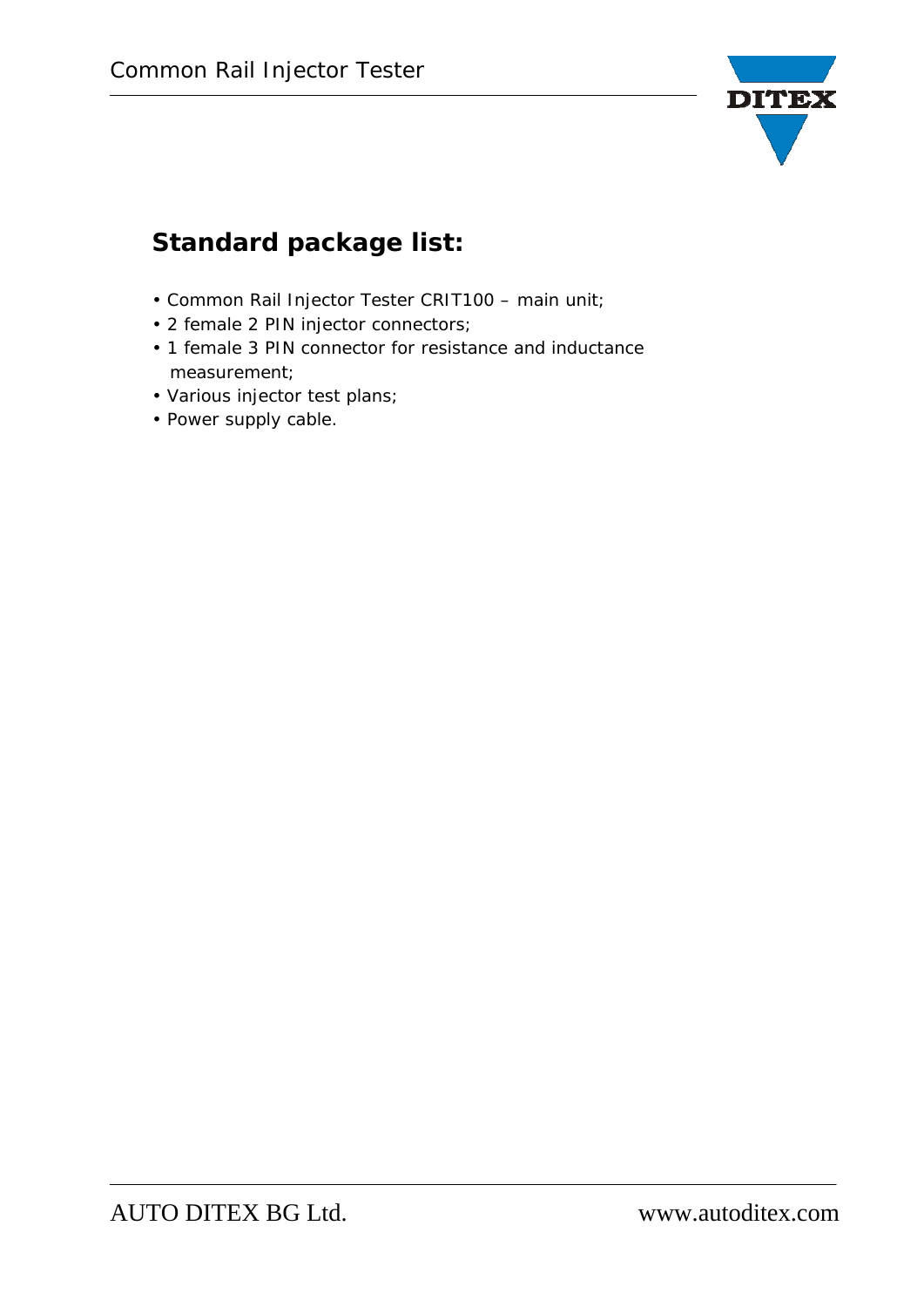## Standard package list:

- Common Rail Injector Tester CRIT100 – main unit;
- 2 female 2 PIN injector connectors;
- 1 female 3 PIN connector for resistance and inductance measurement;
- Various injector test plans;
- Power supply cable.